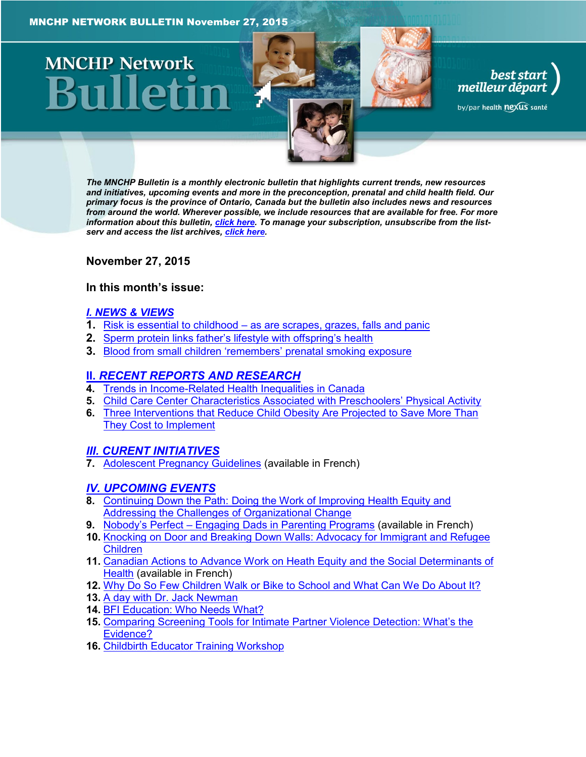MNCHP NETWORK BULLETIN November 27, 2015

# MNCHP Network Bulletin

best start meilleur départ by/par health nexus santé

*The MNCHP Bulletin is a monthly electronic bulletin that highlights current trends, new resources and initiatives, upcoming events and more in the preconception, prenatal and child health field. Our primary focus is the province of Ontario, Canada but the bulletin also includes news and resources from around the world. Wherever possible, we include resources that are available for free. For more information about this bulletin, click here. To manage your subscription, unsubscribe from the list-serv and access the list archives, click here.*

### November 27, 2015

### In this month's issue:

## I. NEWS & VIEWS

1. Risk is essential to childhood – as are scrapes, grazes, falls and panic
2. Sperm protein links father's lifestyle with offspring's health
3. Blood from small children 'remembers' prenatal smoking exposure

## II. RECENT REPORTS AND RESEARCH

4. Trends in Income-Related Health Inequalities in Canada
5. Child Care Center Characteristics Associated with Preschoolers' Physical Activity
6. Three Interventions that Reduce Child Obesity Are Projected to Save More Than They Cost to Implement

## III. CURENT INITIATIVES

7. Adolescent Pregnancy Guidelines (available in French)

## IV. UPCOMING EVENTS

8. Continuing Down the Path: Doing the Work of Improving Health Equity and Addressing the Challenges of Organizational Change
9. Nobody's Perfect – Engaging Dads in Parenting Programs (available in French)
10. Knocking on Door and Breaking Down Walls: Advocacy for Immigrant and Refugee Children
11. Canadian Actions to Advance Work on Heath Equity and the Social Determinants of Health (available in French)
12. Why Do So Few Children Walk or Bike to School and What Can We Do About It?
13. A day with Dr. Jack Newman
14. BFI Education: Who Needs What?
15. Comparing Screening Tools for Intimate Partner Violence Detection: What's the Evidence?
16. Childbirth Educator Training Workshop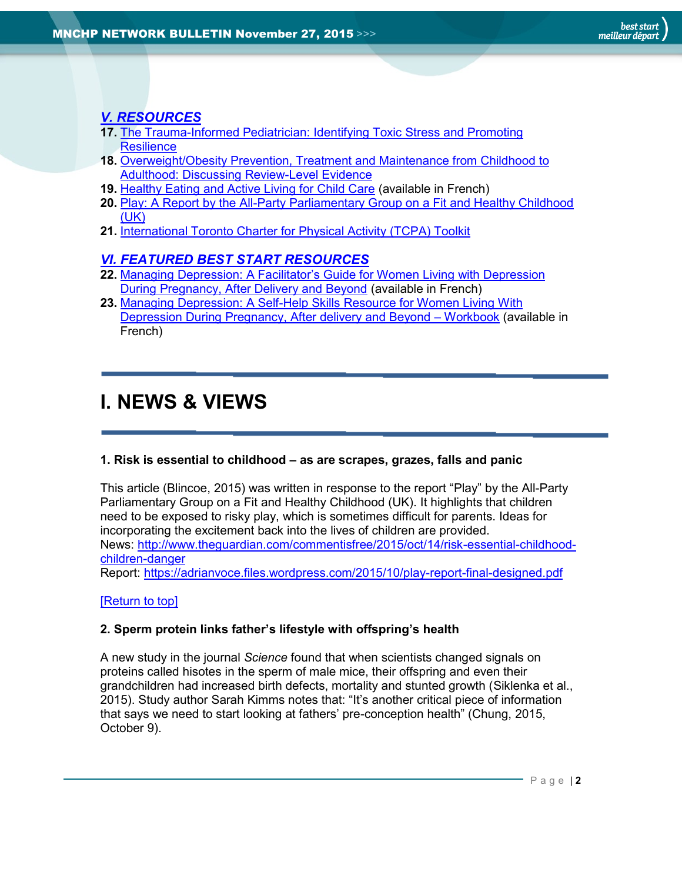### *V. RESOURCES*

**17.** The Trauma-Informed Pediatrician: Identifying Toxic Stress and Promoting Resilience
**18.** Overweight/Obesity Prevention, Treatment and Maintenance from Childhood to Adulthood: Discussing Review-Level Evidence
**19.** Healthy Eating and Active Living for Child Care (available in French)
**20.** Play: A Report by the All-Party Parliamentary Group on a Fit and Healthy Childhood (UK)
**21.** International Toronto Charter for Physical Activity (TCPA) Toolkit

### *VI. FEATURED BEST START RESOURCES*

**22.** Managing Depression: A Facilitator's Guide for Women Living with Depression During Pregnancy, After Delivery and Beyond (available in French)
**23.** Managing Depression: A Self-Help Skills Resource for Women Living With Depression During Pregnancy, After delivery and Beyond – Workbook (available in French)

# I. NEWS & VIEWS

**1. Risk is essential to childhood – as are scrapes, grazes, falls and panic**

This article (Blincoe, 2015) was written in response to the report "Play" by the All-Party Parliamentary Group on a Fit and Healthy Childhood (UK). It highlights that children need to be exposed to risky play, which is sometimes difficult for parents. Ideas for incorporating the excitement back into the lives of children are provided.
News: http://www.theguardian.com/commentisfree/2015/oct/14/risk-essential-childhood-children-danger
Report: https://adrianvoce.files.wordpress.com/2015/10/play-report-final-designed.pdf

[Return to top]

**2. Sperm protein links father's lifestyle with offspring's health**

A new study in the journal *Science* found that when scientists changed signals on proteins called hisotes in the sperm of male mice, their offspring and even their grandchildren had increased birth defects, mortality and stunted growth (Siklenka et al., 2015). Study author Sarah Kimms notes that: "It's another critical piece of information that says we need to start looking at fathers' pre-conception health" (Chung, 2015, October 9).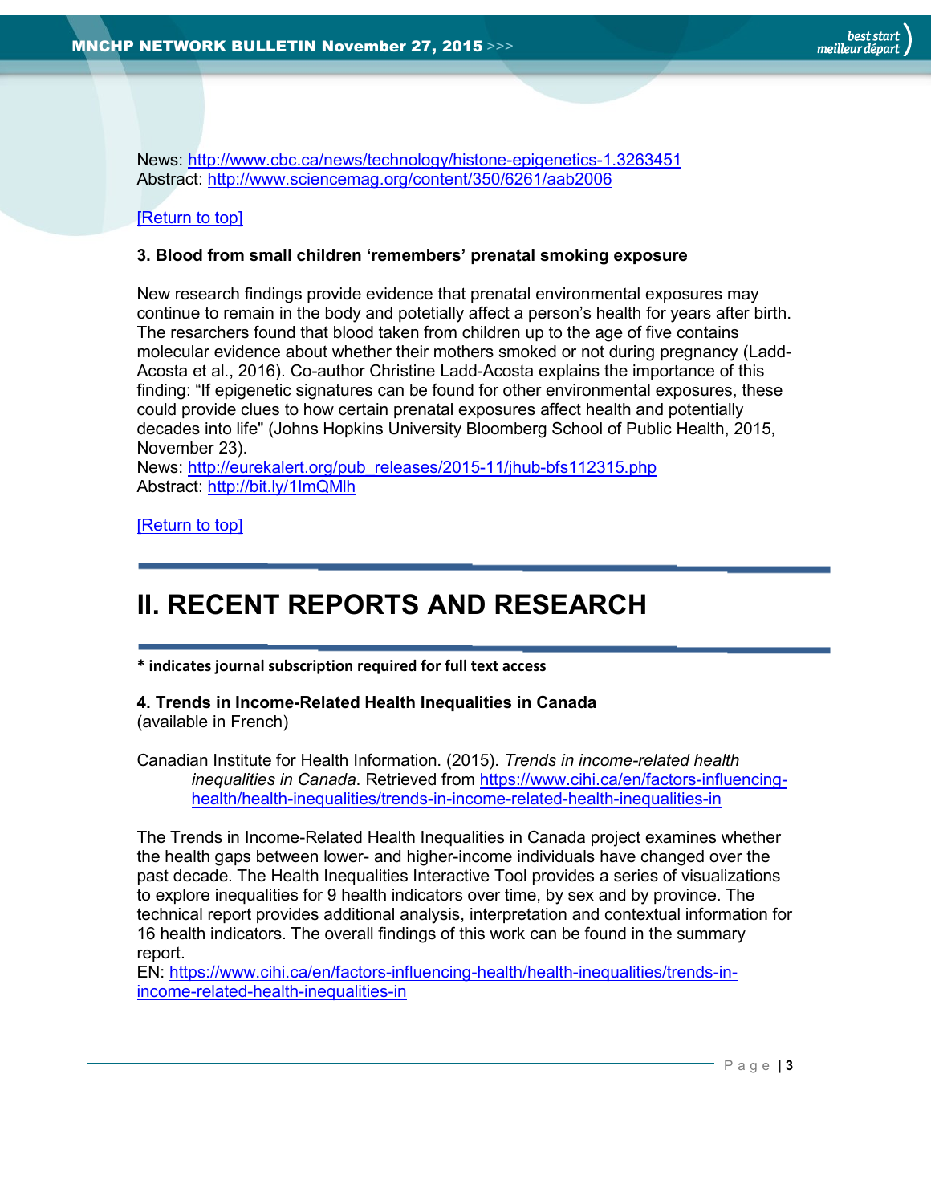News: http://www.cbc.ca/news/technology/histone-epigenetics-1.3263451
Abstract: http://www.sciencemag.org/content/350/6261/aab2006

[Return to top]

**3. Blood from small children 'remembers' prenatal smoking exposure**

New research findings provide evidence that prenatal environmental exposures may continue to remain in the body and potetially affect a person's health for years after birth. The resarchers found that blood taken from children up to the age of five contains molecular evidence about whether their mothers smoked or not during pregnancy (Ladd-Acosta et al., 2016). Co-author Christine Ladd-Acosta explains the importance of this finding: "If epigenetic signatures can be found for other environmental exposures, these could provide clues to how certain prenatal exposures affect health and potentially decades into life" (Johns Hopkins University Bloomberg School of Public Health, 2015, November 23).
News: http://eurekalert.org/pub_releases/2015-11/jhub-bfs112315.php
Abstract: http://bit.ly/1lmQMlh

[Return to top]

# II. RECENT REPORTS AND RESEARCH

**\* indicates journal subscription required for full text access**

**4. Trends in Income-Related Health Inequalities in Canada**
(available in French)

Canadian Institute for Health Information. (2015). *Trends in income-related health inequalities in Canada*. Retrieved from https://www.cihi.ca/en/factors-influencing-health/health-inequalities/trends-in-income-related-health-inequalities-in

The Trends in Income-Related Health Inequalities in Canada project examines whether the health gaps between lower- and higher-income individuals have changed over the past decade. The Health Inequalities Interactive Tool provides a series of visualizations to explore inequalities for 9 health indicators over time, by sex and by province. The technical report provides additional analysis, interpretation and contextual information for 16 health indicators. The overall findings of this work can be found in the summary report.
EN: https://www.cihi.ca/en/factors-influencing-health/health-inequalities/trends-in-income-related-health-inequalities-in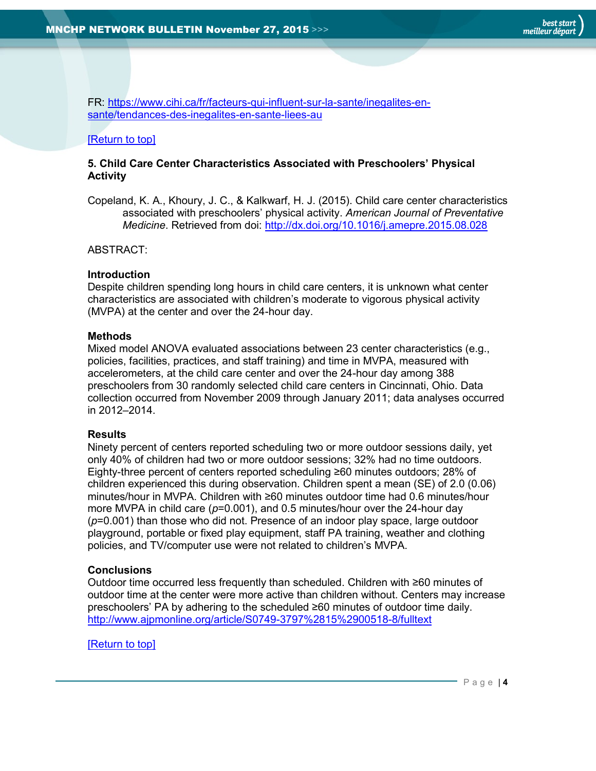FR: https://www.cihi.ca/fr/facteurs-qui-influent-sur-la-sante/inegalites-en-sante/tendances-des-inegalites-en-sante-liees-au

[Return to top]

### 5. Child Care Center Characteristics Associated with Preschoolers' Physical Activity

Copeland, K. A., Khoury, J. C., & Kalkwarf, H. J. (2015). Child care center characteristics associated with preschoolers' physical activity. *American Journal of Preventative Medicine*. Retrieved from doi: http://dx.doi.org/10.1016/j.amepre.2015.08.028

ABSTRACT:

**Introduction**
Despite children spending long hours in child care centers, it is unknown what center characteristics are associated with children's moderate to vigorous physical activity (MVPA) at the center and over the 24-hour day.

**Methods**
Mixed model ANOVA evaluated associations between 23 center characteristics (e.g., policies, facilities, practices, and staff training) and time in MVPA, measured with accelerometers, at the child care center and over the 24-hour day among 388 preschoolers from 30 randomly selected child care centers in Cincinnati, Ohio. Data collection occurred from November 2009 through January 2011; data analyses occurred in 2012–2014.

**Results**
Ninety percent of centers reported scheduling two or more outdoor sessions daily, yet only 40% of children had two or more outdoor sessions; 32% had no time outdoors. Eighty-three percent of centers reported scheduling ≥60 minutes outdoors; 28% of children experienced this during observation. Children spent a mean (SE) of 2.0 (0.06) minutes/hour in MVPA. Children with ≥60 minutes outdoor time had 0.6 minutes/hour more MVPA in child care ($p$=0.001), and 0.5 minutes/hour over the 24-hour day ($p$=0.001) than those who did not. Presence of an indoor play space, large outdoor playground, portable or fixed play equipment, staff PA training, weather and clothing policies, and TV/computer use were not related to children's MVPA.

**Conclusions**
Outdoor time occurred less frequently than scheduled. Children with ≥60 minutes of outdoor time at the center were more active than children without. Centers may increase preschoolers' PA by adhering to the scheduled ≥60 minutes of outdoor time daily.
http://www.ajpmonline.org/article/S0749-3797%2815%2900518-8/fulltext

[Return to top]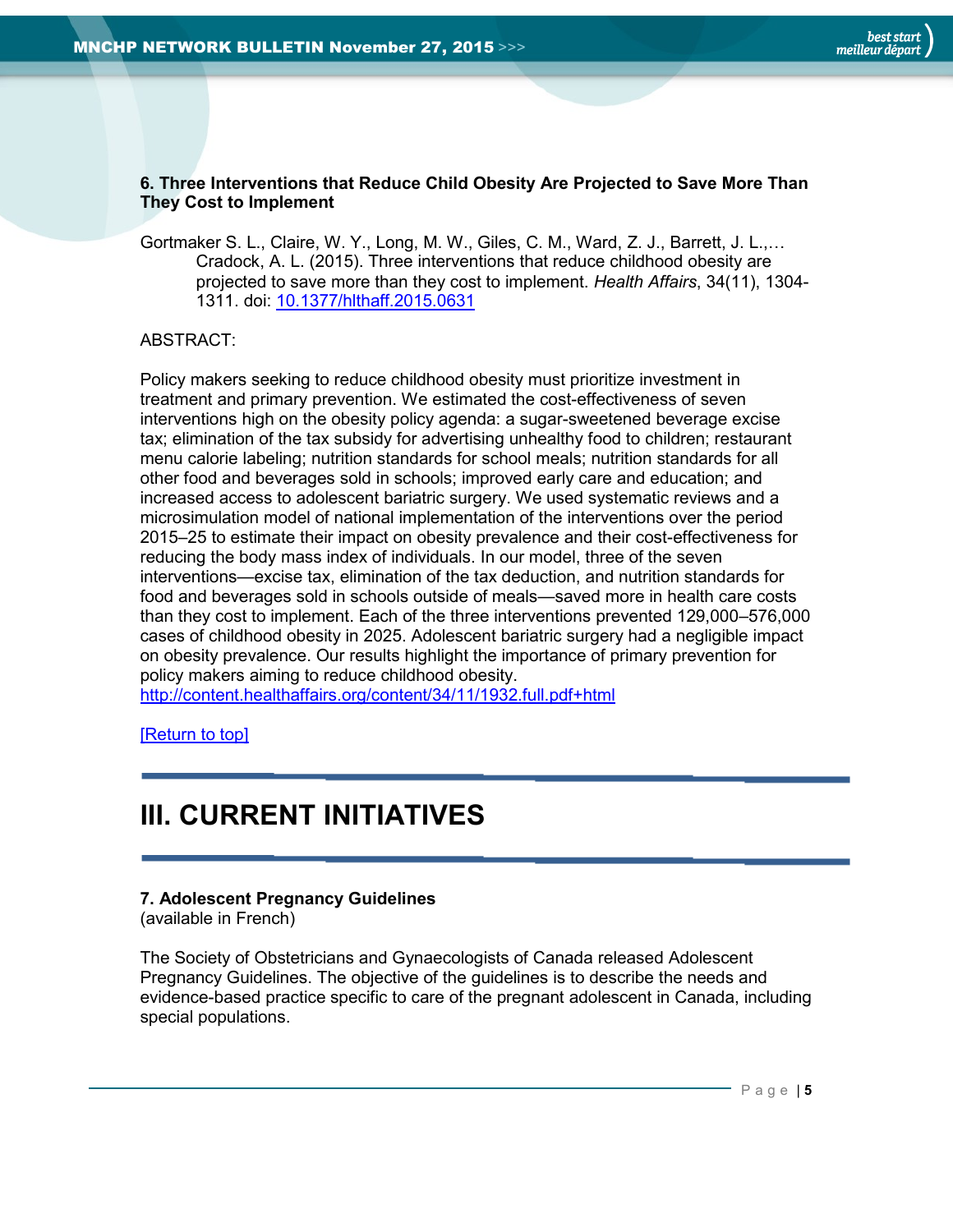**6. Three Interventions that Reduce Child Obesity Are Projected to Save More Than They Cost to Implement**

Gortmaker S. L., Claire, W. Y., Long, M. W., Giles, C. M., Ward, Z. J., Barrett, J. L.,… Cradock, A. L. (2015). Three interventions that reduce childhood obesity are projected to save more than they cost to implement. *Health Affairs*, 34(11), 1304-1311. doi: [10.1377/hlthaff.2015.0631](10.1377/hlthaff.2015.0631)

ABSTRACT:

Policy makers seeking to reduce childhood obesity must prioritize investment in treatment and primary prevention. We estimated the cost-effectiveness of seven interventions high on the obesity policy agenda: a sugar-sweetened beverage excise tax; elimination of the tax subsidy for advertising unhealthy food to children; restaurant menu calorie labeling; nutrition standards for school meals; nutrition standards for all other food and beverages sold in schools; improved early care and education; and increased access to adolescent bariatric surgery. We used systematic reviews and a microsimulation model of national implementation of the interventions over the period 2015–25 to estimate their impact on obesity prevalence and their cost-effectiveness for reducing the body mass index of individuals. In our model, three of the seven interventions—excise tax, elimination of the tax deduction, and nutrition standards for food and beverages sold in schools outside of meals—saved more in health care costs than they cost to implement. Each of the three interventions prevented 129,000–576,000 cases of childhood obesity in 2025. Adolescent bariatric surgery had a negligible impact on obesity prevalence. Our results highlight the importance of primary prevention for policy makers aiming to reduce childhood obesity.
<http://content.healthaffairs.org/content/34/11/1932.full.pdf+html>

[Return to top]

# III. CURRENT INITIATIVES

**7. Adolescent Pregnancy Guidelines**
(available in French)

The Society of Obstetricians and Gynaecologists of Canada released Adolescent Pregnancy Guidelines. The objective of the guidelines is to describe the needs and evidence-based practice specific to care of the pregnant adolescent in Canada, including special populations.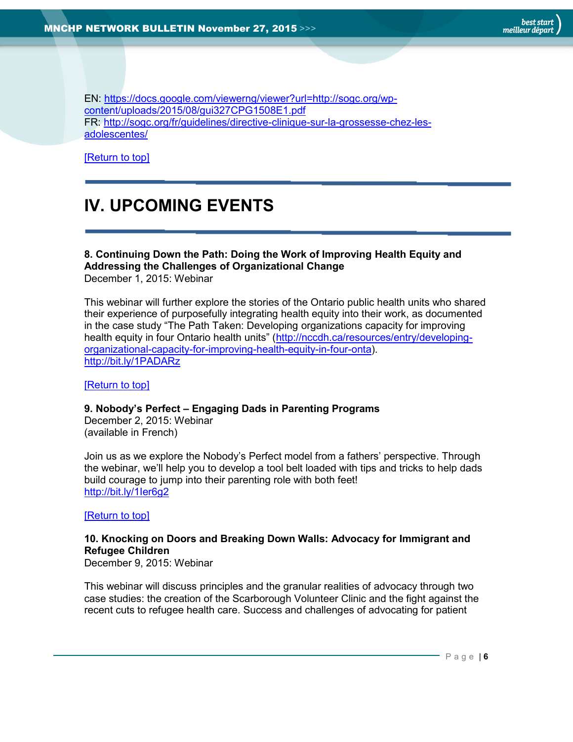EN: https://docs.google.com/viewerng/viewer?url=http://sogc.org/wp-content/uploads/2015/08/gui327CPG1508E1.pdf
FR: http://sogc.org/fr/guidelines/directive-clinique-sur-la-grossesse-chez-les-adolescentes/

[Return to top]

# IV. UPCOMING EVENTS

**8. Continuing Down the Path: Doing the Work of Improving Health Equity and Addressing the Challenges of Organizational Change**
December 1, 2015: Webinar

This webinar will further explore the stories of the Ontario public health units who shared their experience of purposefully integrating health equity into their work, as documented in the case study "The Path Taken: Developing organizations capacity for improving health equity in four Ontario health units" (http://nccdh.ca/resources/entry/developing-organizational-capacity-for-improving-health-equity-in-four-onta).
http://bit.ly/1PADARz

[Return to top]

**9. Nobody's Perfect – Engaging Dads in Parenting Programs**
December 2, 2015: Webinar
(available in French)

Join us as we explore the Nobody's Perfect model from a fathers' perspective. Through the webinar, we'll help you to develop a tool belt loaded with tips and tricks to help dads build courage to jump into their parenting role with both feet!
http://bit.ly/1Ier6g2

[Return to top]

**10. Knocking on Doors and Breaking Down Walls: Advocacy for Immigrant and Refugee Children**
December 9, 2015: Webinar

This webinar will discuss principles and the granular realities of advocacy through two case studies: the creation of the Scarborough Volunteer Clinic and the fight against the recent cuts to refugee health care. Success and challenges of advocating for patient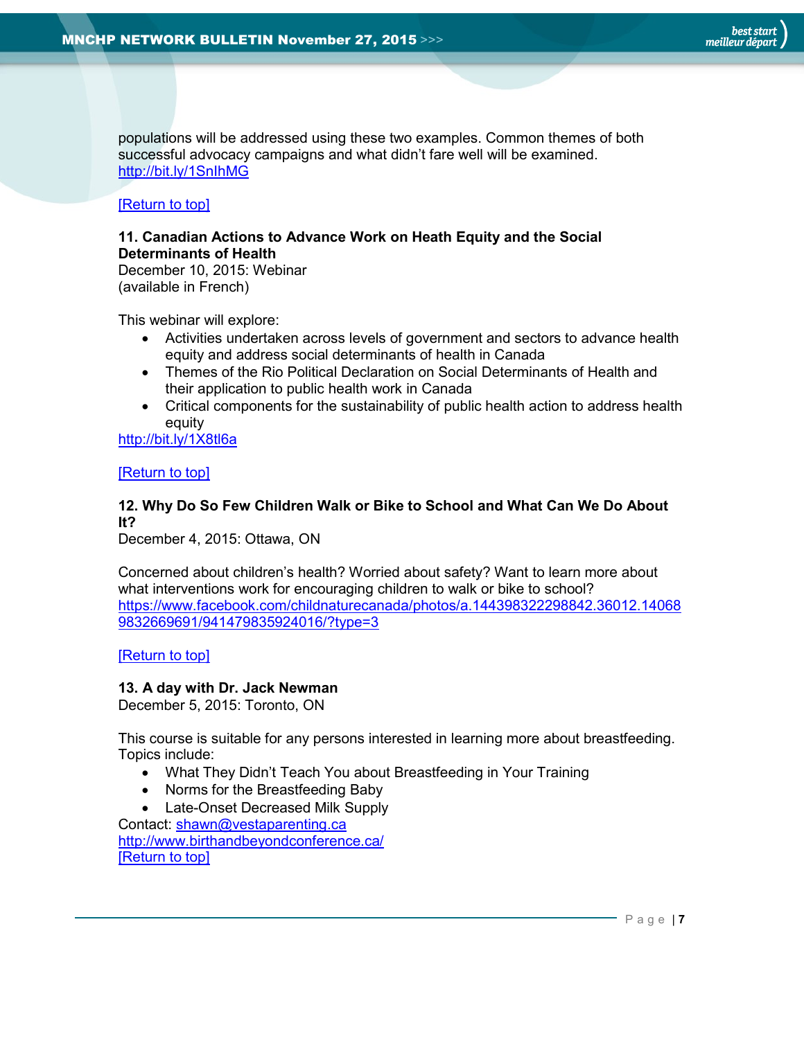populations will be addressed using these two examples. Common themes of both successful advocacy campaigns and what didn't fare well will be examined.
http://bit.ly/1SnIhMG

[Return to top]

**11. Canadian Actions to Advance Work on Heath Equity and the Social Determinants of Health**
December 10, 2015: Webinar
(available in French)

This webinar will explore:

- Activities undertaken across levels of government and sectors to advance health equity and address social determinants of health in Canada
- Themes of the Rio Political Declaration on Social Determinants of Health and their application to public health work in Canada
- Critical components for the sustainability of public health action to address health equity

http://bit.ly/1X8tl6a

[Return to top]

**12. Why Do So Few Children Walk or Bike to School and What Can We Do About It?**
December 4, 2015: Ottawa, ON

Concerned about children's health? Worried about safety? Want to learn more about what interventions work for encouraging children to walk or bike to school?
https://www.facebook.com/childnaturecanada/photos/a.144398322298842.36012.140689832669691/941479835924016/?type=3

[Return to top]

**13. A day with Dr. Jack Newman**
December 5, 2015: Toronto, ON

This course is suitable for any persons interested in learning more about breastfeeding. Topics include:

- What They Didn't Teach You about Breastfeeding in Your Training
- Norms for the Breastfeeding Baby
- Late-Onset Decreased Milk Supply

Contact: shawn@vestaparenting.ca
http://www.birthandbeyondconference.ca/
[Return to top]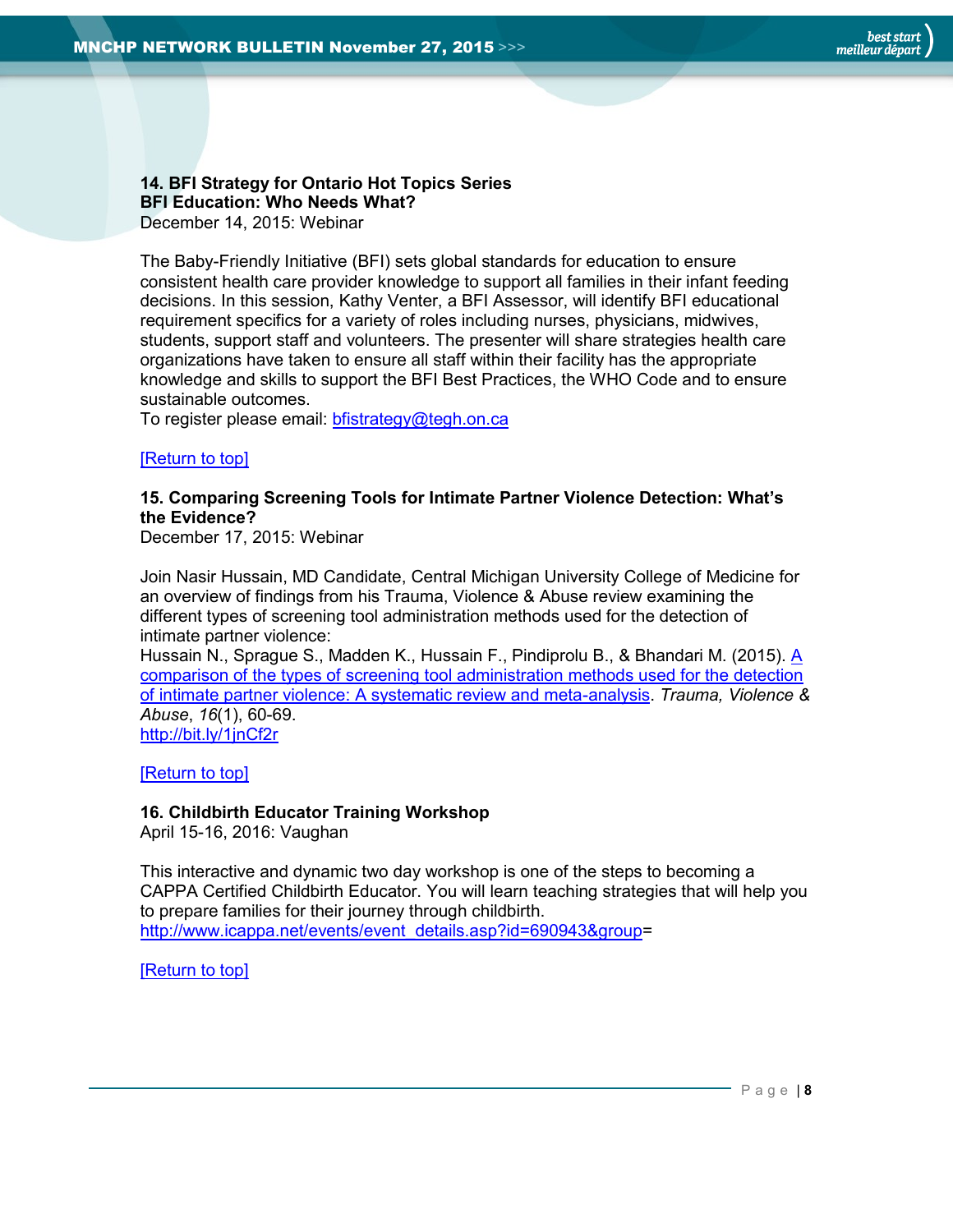### 14. BFI Strategy for Ontario Hot Topics Series
### BFI Education: Who Needs What?

December 14, 2015: Webinar

The Baby-Friendly Initiative (BFI) sets global standards for education to ensure consistent health care provider knowledge to support all families in their infant feeding decisions. In this session, Kathy Venter, a BFI Assessor, will identify BFI educational requirement specifics for a variety of roles including nurses, physicians, midwives, students, support staff and volunteers. The presenter will share strategies health care organizations have taken to ensure all staff within their facility has the appropriate knowledge and skills to support the BFI Best Practices, the WHO Code and to ensure sustainable outcomes.
To register please email: bfistrategy@tegh.on.ca

[Return to top]

### 15. Comparing Screening Tools for Intimate Partner Violence Detection: What's the Evidence?

December 17, 2015: Webinar

Join Nasir Hussain, MD Candidate, Central Michigan University College of Medicine for an overview of findings from his Trauma, Violence & Abuse review examining the different types of screening tool administration methods used for the detection of intimate partner violence:
Hussain N., Sprague S., Madden K., Hussain F., Pindiprolu B., & Bhandari M. (2015). A comparison of the types of screening tool administration methods used for the detection of intimate partner violence: A systematic review and meta-analysis. *Trauma, Violence & Abuse*, *16*(1), 60-69.
http://bit.ly/1jnCf2r

[Return to top]

### 16. Childbirth Educator Training Workshop

April 15-16, 2016: Vaughan

This interactive and dynamic two day workshop is one of the steps to becoming a CAPPA Certified Childbirth Educator. You will learn teaching strategies that will help you to prepare families for their journey through childbirth.
http://www.icappa.net/events/event_details.asp?id=690943&group=

[Return to top]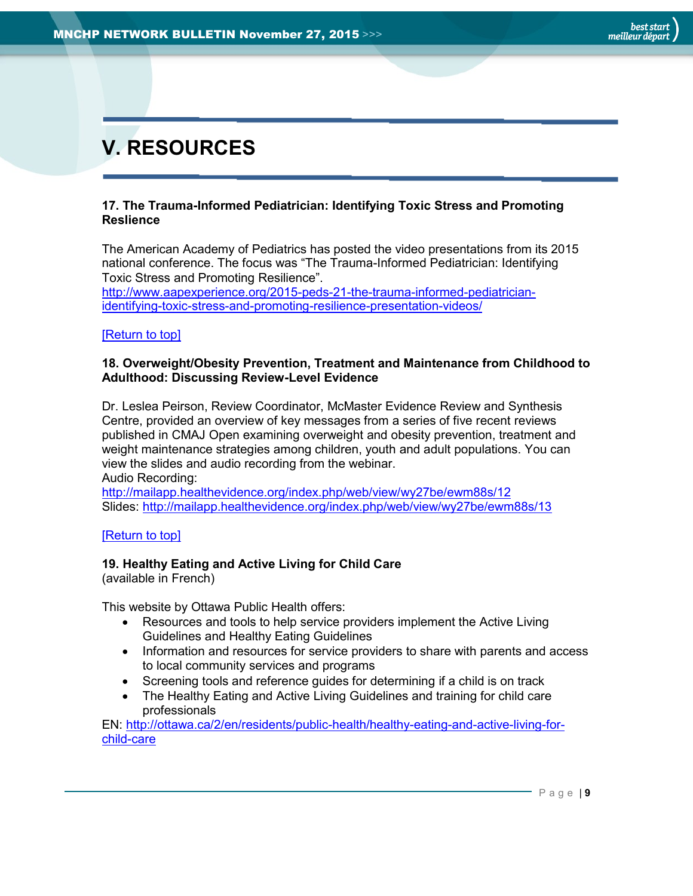# V. RESOURCES

**17. The Trauma-Informed Pediatrician: Identifying Toxic Stress and Promoting Reslience**

The American Academy of Pediatrics has posted the video presentations from its 2015 national conference. The focus was "The Trauma-Informed Pediatrician: Identifying Toxic Stress and Promoting Resilience".
http://www.aapexperience.org/2015-peds-21-the-trauma-informed-pediatrician-identifying-toxic-stress-and-promoting-resilience-presentation-videos/

[Return to top]

**18. Overweight/Obesity Prevention, Treatment and Maintenance from Childhood to Adulthood: Discussing Review-Level Evidence**

Dr. Leslea Peirson, Review Coordinator, McMaster Evidence Review and Synthesis Centre, provided an overview of key messages from a series of five recent reviews published in CMAJ Open examining overweight and obesity prevention, treatment and weight maintenance strategies among children, youth and adult populations. You can view the slides and audio recording from the webinar.
Audio Recording:
http://mailapp.healthevidence.org/index.php/web/view/wy27be/ewm88s/12
Slides: http://mailapp.healthevidence.org/index.php/web/view/wy27be/ewm88s/13

[Return to top]

**19. Healthy Eating and Active Living for Child Care**
(available in French)

This website by Ottawa Public Health offers:

- Resources and tools to help service providers implement the Active Living Guidelines and Healthy Eating Guidelines
- Information and resources for service providers to share with parents and access to local community services and programs
- Screening tools and reference guides for determining if a child is on track
- The Healthy Eating and Active Living Guidelines and training for child care professionals

EN: http://ottawa.ca/2/en/residents/public-health/healthy-eating-and-active-living-for-child-care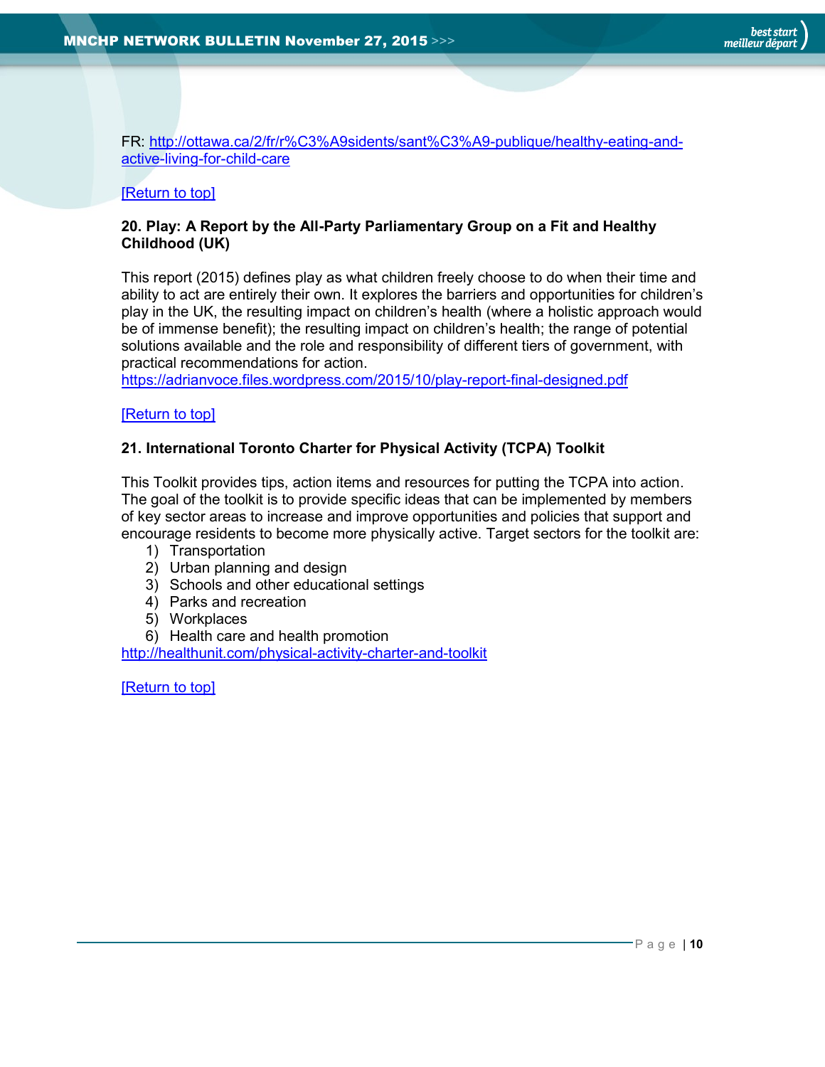FR: [http://ottawa.ca/2/fr/r%C3%A9sidents/sant%C3%A9-publique/healthy-eating-and-active-living-for-child-care](http://ottawa.ca/2/fr/r%C3%A9sidents/sant%C3%A9-publique/healthy-eating-and-active-living-for-child-care)

[Return to top]

**20. Play: A Report by the All-Party Parliamentary Group on a Fit and Healthy Childhood (UK)**

This report (2015) defines play as what children freely choose to do when their time and ability to act are entirely their own. It explores the barriers and opportunities for children's play in the UK, the resulting impact on children's health (where a holistic approach would be of immense benefit); the resulting impact on children's health; the range of potential solutions available and the role and responsibility of different tiers of government, with practical recommendations for action.
[https://adrianvoce.files.wordpress.com/2015/10/play-report-final-designed.pdf](https://adrianvoce.files.wordpress.com/2015/10/play-report-final-designed.pdf)

[Return to top]

**21. International Toronto Charter for Physical Activity (TCPA) Toolkit**

This Toolkit provides tips, action items and resources for putting the TCPA into action. The goal of the toolkit is to provide specific ideas that can be implemented by members of key sector areas to increase and improve opportunities and policies that support and encourage residents to become more physically active. Target sectors for the toolkit are:

1) Transportation
2) Urban planning and design
3) Schools and other educational settings
4) Parks and recreation
5) Workplaces
6) Health care and health promotion

[http://healthunit.com/physical-activity-charter-and-toolkit](http://healthunit.com/physical-activity-charter-and-toolkit)

[Return to top]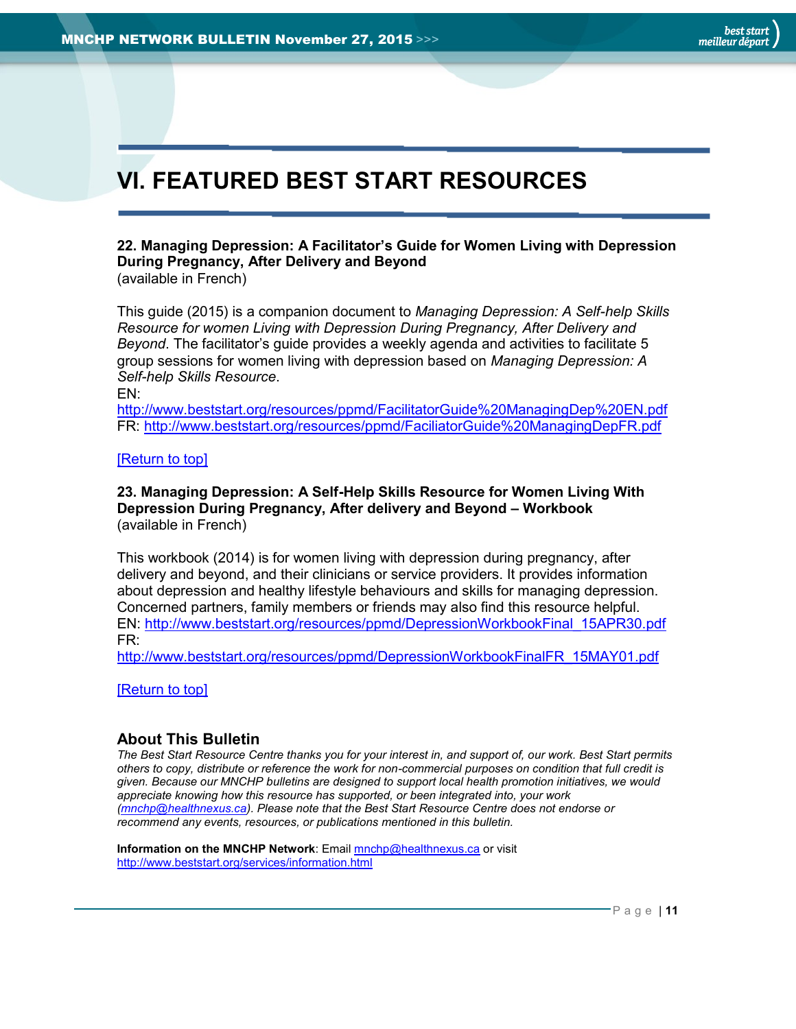# VI. FEATURED BEST START RESOURCES

**22. Managing Depression: A Facilitator's Guide for Women Living with Depression During Pregnancy, After Delivery and Beyond**
(available in French)

This guide (2015) is a companion document to *Managing Depression: A Self-help Skills Resource for women Living with Depression During Pregnancy, After Delivery and Beyond*. The facilitator's guide provides a weekly agenda and activities to facilitate 5 group sessions for women living with depression based on *Managing Depression: A Self-help Skills Resource*.
EN:
http://www.beststart.org/resources/ppmd/FacilitatorGuide%20ManagingDep%20EN.pdf
FR: http://www.beststart.org/resources/ppmd/FaciliatorGuide%20ManagingDepFR.pdf

[Return to top]

**23. Managing Depression: A Self-Help Skills Resource for Women Living With Depression During Pregnancy, After delivery and Beyond – Workbook**
(available in French)

This workbook (2014) is for women living with depression during pregnancy, after delivery and beyond, and their clinicians or service providers. It provides information about depression and healthy lifestyle behaviours and skills for managing depression. Concerned partners, family members or friends may also find this resource helpful.
EN: http://www.beststart.org/resources/ppmd/DepressionWorkbookFinal_15APR30.pdf
FR:
http://www.beststart.org/resources/ppmd/DepressionWorkbookFinalFR_15MAY01.pdf

[Return to top]

## About This Bulletin

*The Best Start Resource Centre thanks you for your interest in, and support of, our work. Best Start permits others to copy, distribute or reference the work for non-commercial purposes on condition that full credit is given. Because our MNCHP bulletins are designed to support local health promotion initiatives, we would appreciate knowing how this resource has supported, or been integrated into, your work (mnchp@healthnexus.ca). Please note that the Best Start Resource Centre does not endorse or recommend any events, resources, or publications mentioned in this bulletin.*

**Information on the MNCHP Network**: Email mnchp@healthnexus.ca or visit http://www.beststart.org/services/information.html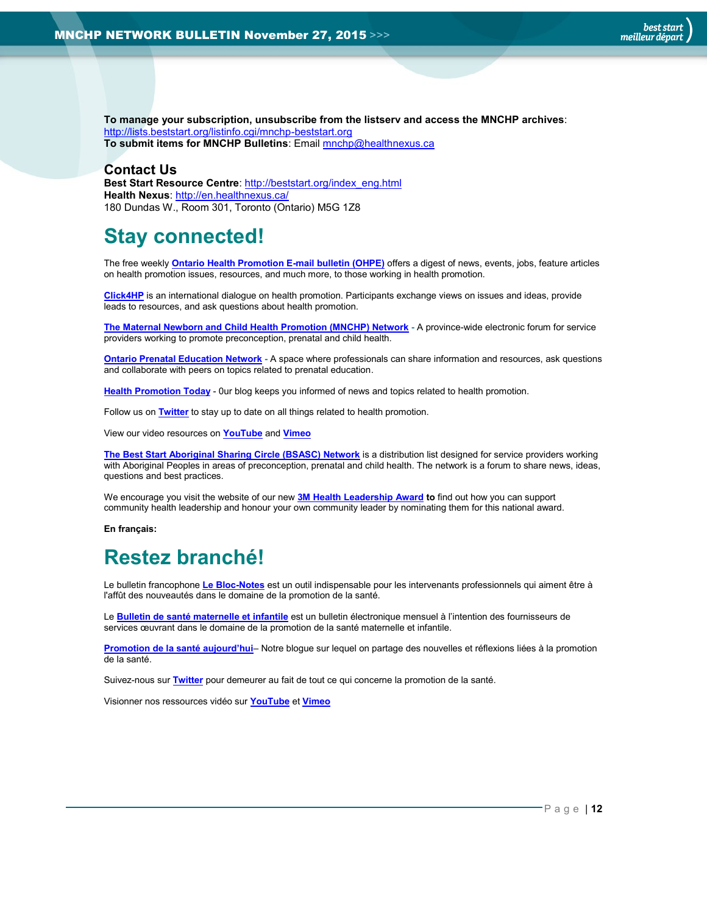**To manage your subscription, unsubscribe from the listserv and access the MNCHP archives**: http://lists.beststart.org/listinfo.cgi/mnchp-beststart.org
**To submit items for MNCHP Bulletins**: Email mnchp@healthnexus.ca

## Contact Us

**Best Start Resource Centre**: http://beststart.org/index_eng.html
**Health Nexus**: http://en.healthnexus.ca/
180 Dundas W., Room 301, Toronto (Ontario) M5G 1Z8

# Stay connected!

The free weekly **Ontario Health Promotion E-mail bulletin (OHPE)** offers a digest of news, events, jobs, feature articles on health promotion issues, resources, and much more, to those working in health promotion.

**Click4HP** is an international dialogue on health promotion. Participants exchange views on issues and ideas, provide leads to resources, and ask questions about health promotion.

**The Maternal Newborn and Child Health Promotion (MNCHP) Network** - A province-wide electronic forum for service providers working to promote preconception, prenatal and child health.

**Ontario Prenatal Education Network** - A space where professionals can share information and resources, ask questions and collaborate with peers on topics related to prenatal education.

**Health Promotion Today** - 0ur blog keeps you informed of news and topics related to health promotion.

Follow us on **Twitter** to stay up to date on all things related to health promotion.

View our video resources on **YouTube** and **Vimeo**

**The Best Start Aboriginal Sharing Circle (BSASC) Network** is a distribution list designed for service providers working with Aboriginal Peoples in areas of preconception, prenatal and child health. The network is a forum to share news, ideas, questions and best practices.

We encourage you visit the website of our new **3M Health Leadership Award** **to** find out how you can support community health leadership and honour your own community leader by nominating them for this national award.

**En français:**

# Restez branché!

Le bulletin francophone **Le Bloc-Notes** est un outil indispensable pour les intervenants professionnels qui aiment être à l'affût des nouveautés dans le domaine de la promotion de la santé.

Le **Bulletin de santé maternelle et infantile** est un bulletin électronique mensuel à l'intention des fournisseurs de services œuvrant dans le domaine de la promotion de la santé maternelle et infantile.

**Promotion de la santé aujourd'hui**– Notre blogue sur lequel on partage des nouvelles et réflexions liées à la promotion de la santé.

Suivez-nous sur **Twitter** pour demeurer au fait de tout ce qui concerne la promotion de la santé.

Visionner nos ressources vidéo sur **YouTube** et **Vimeo**